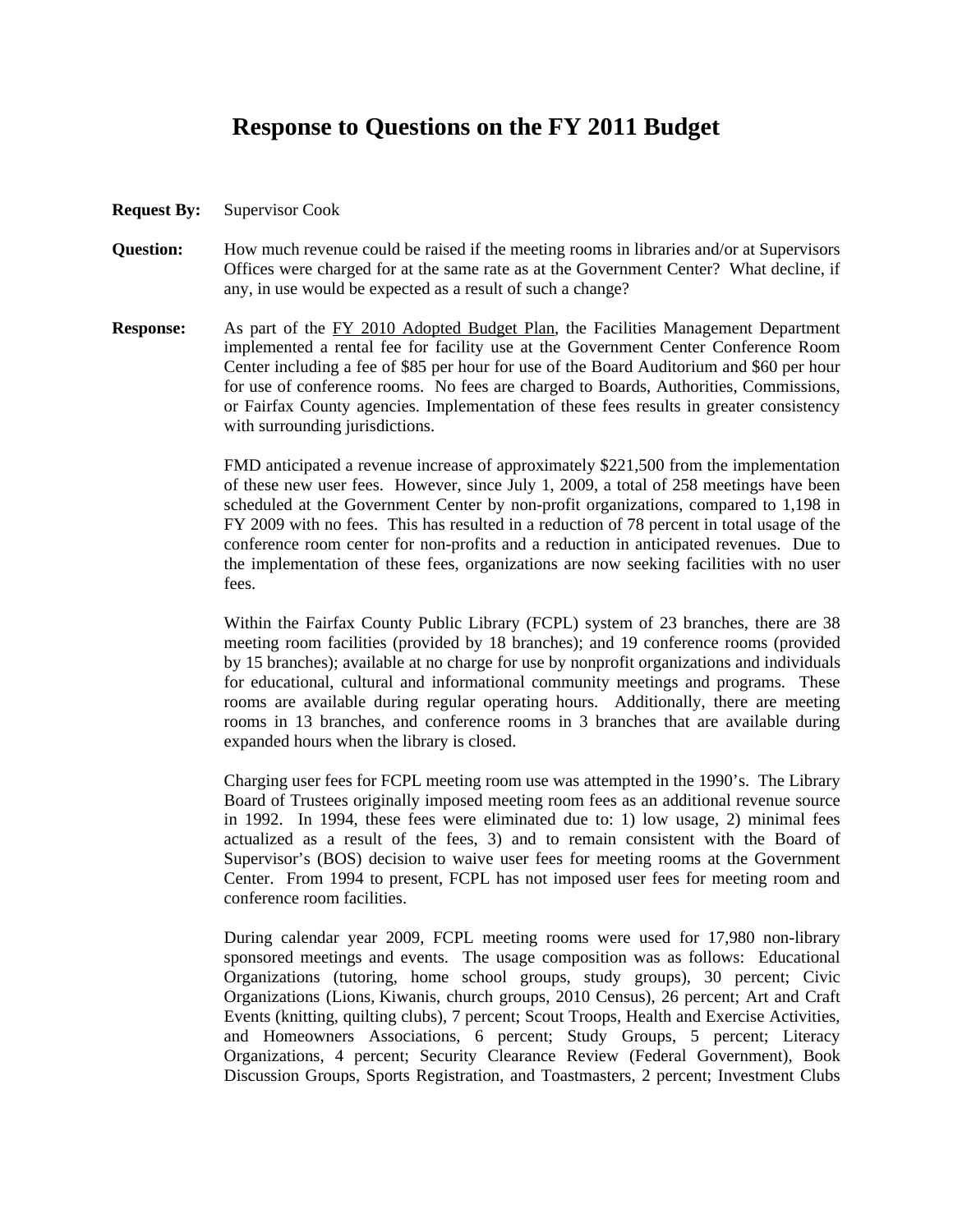# Response to Questions on the FY 2011 Budget

**Request By:** Supervisor Cook

**Question:** How much revenue could be raised if the meeting rooms in libraries and/or at Supervisors Offices were charged for at the same rate as at the Government Center? What decline, if any, in use would be expected as a result of such a change?

**Response:** As part of the FY 2010 Adopted Budget Plan, the Facilities Management Department implemented a rental fee for facility use at the Government Center Conference Room Center including a fee of $85 per hour for use of the Board Auditorium and $60 per hour for use of conference rooms. No fees are charged to Boards, Authorities, Commissions, or Fairfax County agencies. Implementation of these fees results in greater consistency with surrounding jurisdictions.

FMD anticipated a revenue increase of approximately $221,500 from the implementation of these new user fees. However, since July 1, 2009, a total of 258 meetings have been scheduled at the Government Center by non-profit organizations, compared to 1,198 in FY 2009 with no fees. This has resulted in a reduction of 78 percent in total usage of the conference room center for non-profits and a reduction in anticipated revenues. Due to the implementation of these fees, organizations are now seeking facilities with no user fees.

Within the Fairfax County Public Library (FCPL) system of 23 branches, there are 38 meeting room facilities (provided by 18 branches); and 19 conference rooms (provided by 15 branches); available at no charge for use by nonprofit organizations and individuals for educational, cultural and informational community meetings and programs. These rooms are available during regular operating hours. Additionally, there are meeting rooms in 13 branches, and conference rooms in 3 branches that are available during expanded hours when the library is closed.

Charging user fees for FCPL meeting room use was attempted in the 1990's. The Library Board of Trustees originally imposed meeting room fees as an additional revenue source in 1992. In 1994, these fees were eliminated due to: 1) low usage, 2) minimal fees actualized as a result of the fees, 3) and to remain consistent with the Board of Supervisor's (BOS) decision to waive user fees for meeting rooms at the Government Center. From 1994 to present, FCPL has not imposed user fees for meeting room and conference room facilities.

During calendar year 2009, FCPL meeting rooms were used for 17,980 non-library sponsored meetings and events. The usage composition was as follows: Educational Organizations (tutoring, home school groups, study groups), 30 percent; Civic Organizations (Lions, Kiwanis, church groups, 2010 Census), 26 percent; Art and Craft Events (knitting, quilting clubs), 7 percent; Scout Troops, Health and Exercise Activities, and Homeowners Associations, 6 percent; Study Groups, 5 percent; Literacy Organizations, 4 percent; Security Clearance Review (Federal Government), Book Discussion Groups, Sports Registration, and Toastmasters, 2 percent; Investment Clubs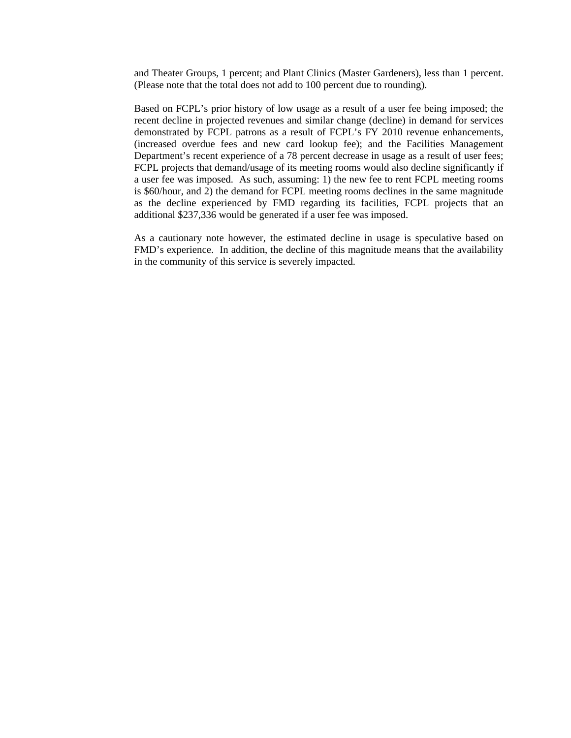and Theater Groups, 1 percent; and Plant Clinics (Master Gardeners), less than 1 percent. (Please note that the total does not add to 100 percent due to rounding).

Based on FCPL's prior history of low usage as a result of a user fee being imposed; the recent decline in projected revenues and similar change (decline) in demand for services demonstrated by FCPL patrons as a result of FCPL's FY 2010 revenue enhancements, (increased overdue fees and new card lookup fee); and the Facilities Management Department's recent experience of a 78 percent decrease in usage as a result of user fees; FCPL projects that demand/usage of its meeting rooms would also decline significantly if a user fee was imposed. As such, assuming: 1) the new fee to rent FCPL meeting rooms is $60/hour, and 2) the demand for FCPL meeting rooms declines in the same magnitude as the decline experienced by FMD regarding its facilities, FCPL projects that an additional $237,336 would be generated if a user fee was imposed.

As a cautionary note however, the estimated decline in usage is speculative based on FMD's experience. In addition, the decline of this magnitude means that the availability in the community of this service is severely impacted.